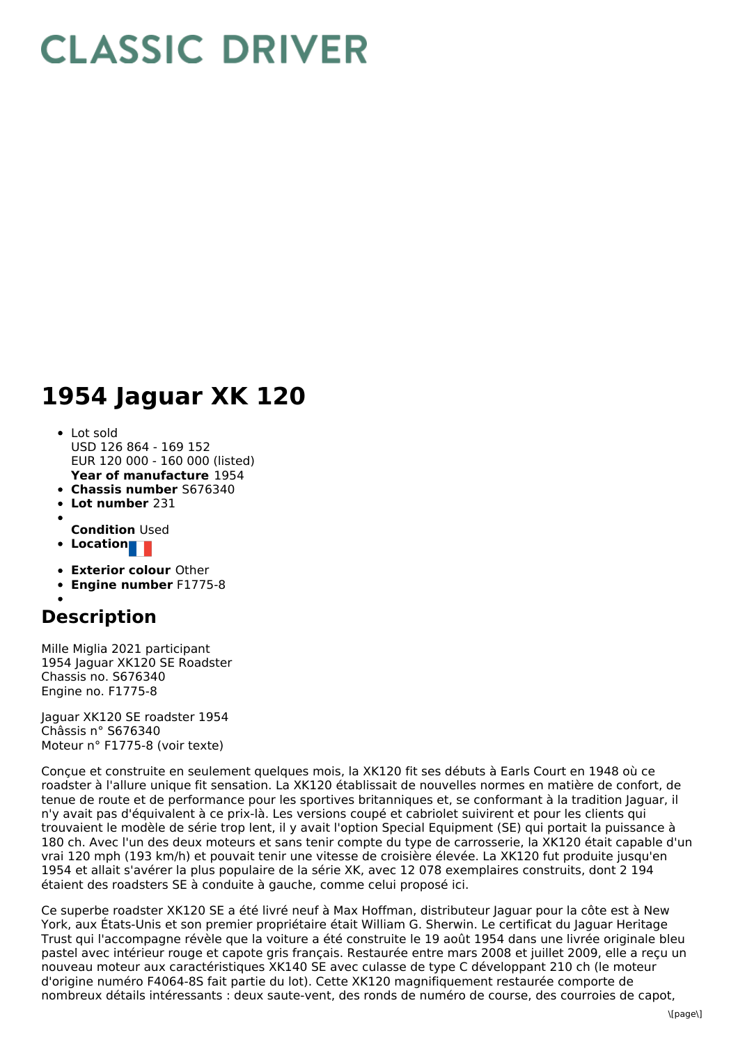# CLASSIC DRIVER

# 1954 Jaguar XK 120

- Lot sold
  USD 126 864 - 169 152
  EUR 120 000 - 160 000 (listed)
  **Year of manufacture** 1954
- **Chassis number** S676340
- **Lot number** 231
- 
  **Condition** Used
- **Location**
- **Exterior colour** Other
- **Engine number** F1775-8
- 

## Description

Mille Miglia 2021 participant
1954 Jaguar XK120 SE Roadster
Chassis no. S676340
Engine no. F1775-8

Jaguar XK120 SE roadster 1954
Châssis n° S676340
Moteur n° F1775-8 (voir texte)

Conçue et construite en seulement quelques mois, la XK120 fit ses débuts à Earls Court en 1948 où ce roadster à l'allure unique fit sensation. La XK120 établissait de nouvelles normes en matière de confort, de tenue de route et de performance pour les sportives britanniques et, se conformant à la tradition Jaguar, il n'y avait pas d'équivalent à ce prix-là. Les versions coupé et cabriolet suivirent et pour les clients qui trouvaient le modèle de série trop lent, il y avait l'option Special Equipment (SE) qui portait la puissance à 180 ch. Avec l'un des deux moteurs et sans tenir compte du type de carrosserie, la XK120 était capable d'un vrai 120 mph (193 km/h) et pouvait tenir une vitesse de croisière élevée. La XK120 fut produite jusqu'en 1954 et allait s'avérer la plus populaire de la série XK, avec 12 078 exemplaires construits, dont 2 194 étaient des roadsters SE à conduite à gauche, comme celui proposé ici.

Ce superbe roadster XK120 SE a été livré neuf à Max Hoffman, distributeur Jaguar pour la côte est à New York, aux États-Unis et son premier propriétaire était William G. Sherwin. Le certificat du Jaguar Heritage Trust qui l'accompagne révèle que la voiture a été construite le 19 août 1954 dans une livrée originale bleu pastel avec intérieur rouge et capote gris français. Restaurée entre mars 2008 et juillet 2009, elle a reçu un nouveau moteur aux caractéristiques XK140 SE avec culasse de type C développant 210 ch (le moteur d'origine numéro F4064-8S fait partie du lot). Cette XK120 magnifiquement restaurée comporte de nombreux détails intéressants : deux saute-vent, des ronds de numéro de course, des courroies de capot,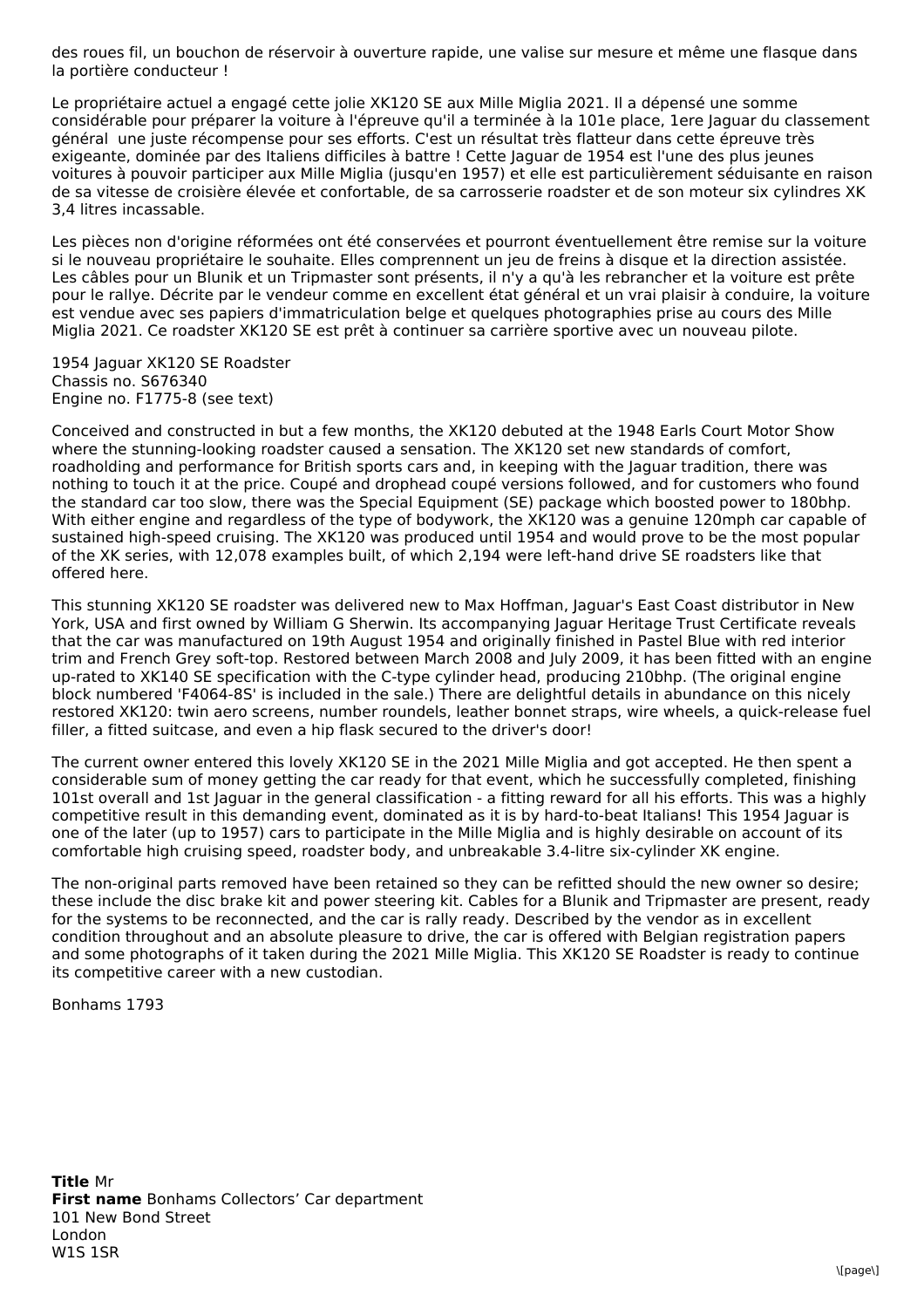des roues fil, un bouchon de réservoir à ouverture rapide, une valise sur mesure et même une flasque dans la portière conducteur !

Le propriétaire actuel a engagé cette jolie XK120 SE aux Mille Miglia 2021. Il a dépensé une somme considérable pour préparer la voiture à l'épreuve qu'il a terminée à la 101e place, 1ere Jaguar du classement général  une juste récompense pour ses efforts. C'est un résultat très flatteur dans cette épreuve très exigeante, dominée par des Italiens difficiles à battre ! Cette Jaguar de 1954 est l'une des plus jeunes voitures à pouvoir participer aux Mille Miglia (jusqu'en 1957) et elle est particulièrement séduisante en raison de sa vitesse de croisière élevée et confortable, de sa carrosserie roadster et de son moteur six cylindres XK 3,4 litres incassable.

Les pièces non d'origine réformées ont été conservées et pourront éventuellement être remise sur la voiture si le nouveau propriétaire le souhaite. Elles comprennent un jeu de freins à disque et la direction assistée. Les câbles pour un Blunik et un Tripmaster sont présents, il n'y a qu'à les rebrancher et la voiture est prête pour le rallye. Décrite par le vendeur comme en excellent état général et un vrai plaisir à conduire, la voiture est vendue avec ses papiers d'immatriculation belge et quelques photographies prise au cours des Mille Miglia 2021. Ce roadster XK120 SE est prêt à continuer sa carrière sportive avec un nouveau pilote.

1954 Jaguar XK120 SE Roadster
Chassis no. S676340
Engine no. F1775-8 (see text)

Conceived and constructed in but a few months, the XK120 debuted at the 1948 Earls Court Motor Show where the stunning-looking roadster caused a sensation. The XK120 set new standards of comfort, roadholding and performance for British sports cars and, in keeping with the Jaguar tradition, there was nothing to touch it at the price. Coupé and drophead coupé versions followed, and for customers who found the standard car too slow, there was the Special Equipment (SE) package which boosted power to 180bhp. With either engine and regardless of the type of bodywork, the XK120 was a genuine 120mph car capable of sustained high-speed cruising. The XK120 was produced until 1954 and would prove to be the most popular of the XK series, with 12,078 examples built, of which 2,194 were left-hand drive SE roadsters like that offered here.

This stunning XK120 SE roadster was delivered new to Max Hoffman, Jaguar's East Coast distributor in New York, USA and first owned by William G Sherwin. Its accompanying Jaguar Heritage Trust Certificate reveals that the car was manufactured on 19th August 1954 and originally finished in Pastel Blue with red interior trim and French Grey soft-top. Restored between March 2008 and July 2009, it has been fitted with an engine up-rated to XK140 SE specification with the C-type cylinder head, producing 210bhp. (The original engine block numbered 'F4064-8S' is included in the sale.) There are delightful details in abundance on this nicely restored XK120: twin aero screens, number roundels, leather bonnet straps, wire wheels, a quick-release fuel filler, a fitted suitcase, and even a hip flask secured to the driver's door!

The current owner entered this lovely XK120 SE in the 2021 Mille Miglia and got accepted. He then spent a considerable sum of money getting the car ready for that event, which he successfully completed, finishing 101st overall and 1st Jaguar in the general classification - a fitting reward for all his efforts. This was a highly competitive result in this demanding event, dominated as it is by hard-to-beat Italians! This 1954 Jaguar is one of the later (up to 1957) cars to participate in the Mille Miglia and is highly desirable on account of its comfortable high cruising speed, roadster body, and unbreakable 3.4-litre six-cylinder XK engine.

The non-original parts removed have been retained so they can be refitted should the new owner so desire; these include the disc brake kit and power steering kit. Cables for a Blunik and Tripmaster are present, ready for the systems to be reconnected, and the car is rally ready. Described by the vendor as in excellent condition throughout and an absolute pleasure to drive, the car is offered with Belgian registration papers and some photographs of it taken during the 2021 Mille Miglia. This XK120 SE Roadster is ready to continue its competitive career with a new custodian.

Bonhams 1793

**Title** Mr
**First name** Bonhams Collectors' Car department
101 New Bond Street
London
W1S 1SR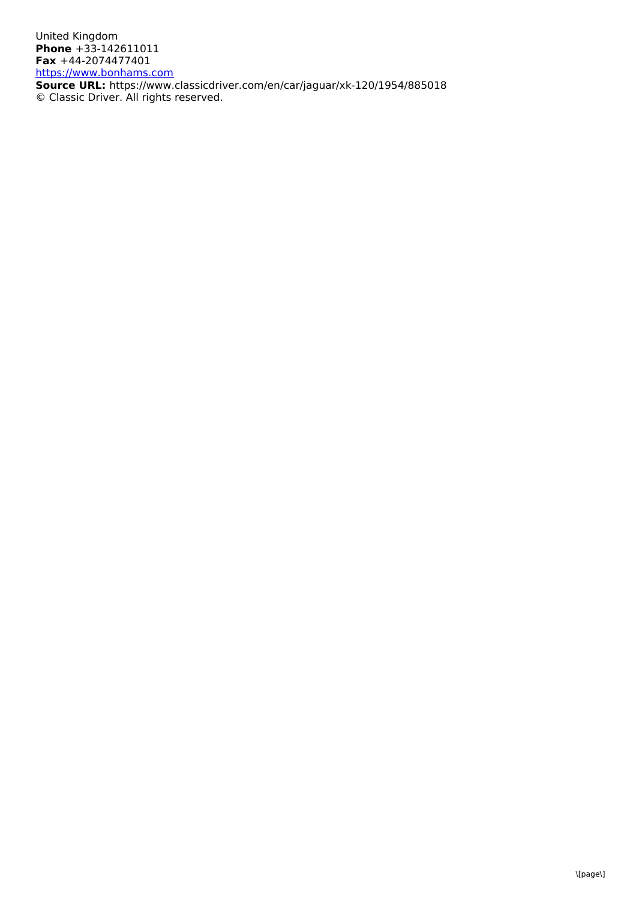United Kingdom
**Phone** +33-142611011
**Fax** +44-2074477401
[https://www.bonhams.com](https://www.bonhams.com)
**Source URL:** https://www.classicdriver.com/en/car/jaguar/xk-120/1954/885018
© Classic Driver. All rights reserved.